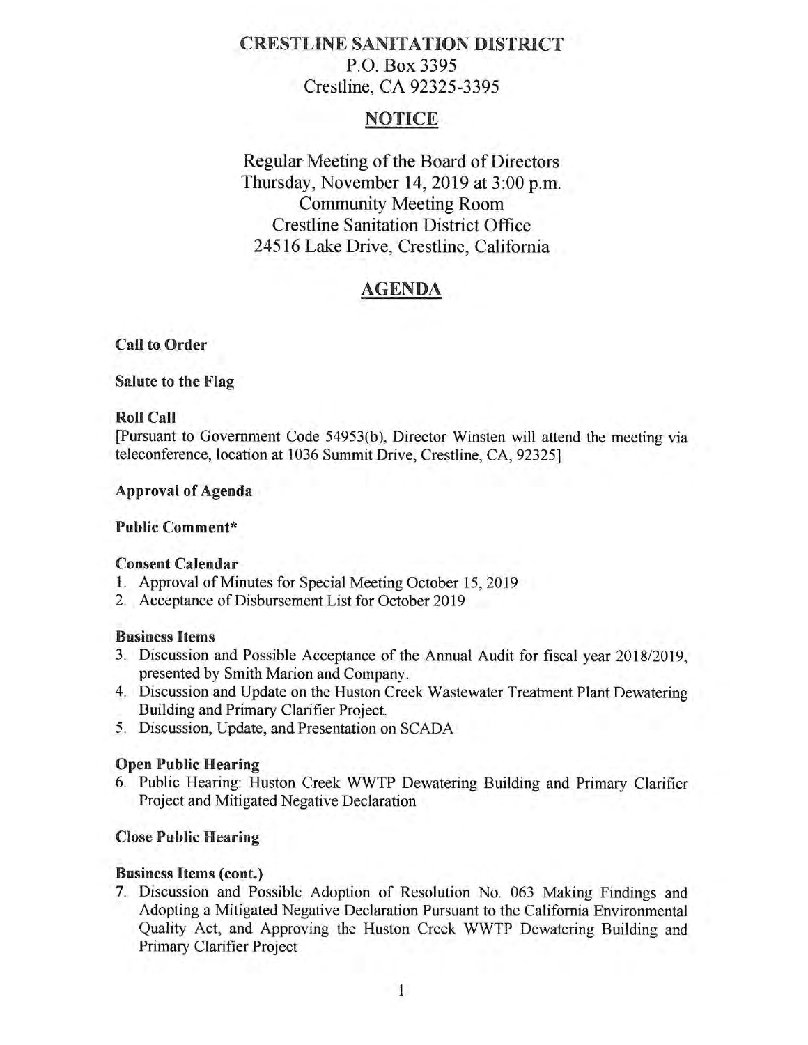# CRESTLINE SANITATION DISTRICT

P.O. Box 3395
Crestline, CA 92325-3395

## NOTICE

Regular Meeting of the Board of Directors
Thursday, November 14, 2019 at 3:00 p.m.
Community Meeting Room
Crestline Sanitation District Office
24516 Lake Drive, Crestline, California

## AGENDA

**Call to Order**

**Salute to the Flag**

**Roll Call**

[Pursuant to Government Code 54953(b), Director Winsten will attend the meeting via teleconference, location at 1036 Summit Drive, Crestline, CA, 92325]

**Approval of Agenda**

**Public Comment***

**Consent Calendar**

1. Approval of Minutes for Special Meeting October 15, 2019
2. Acceptance of Disbursement List for October 2019

**Business Items**

3. Discussion and Possible Acceptance of the Annual Audit for fiscal year 2018/2019, presented by Smith Marion and Company.
4. Discussion and Update on the Huston Creek Wastewater Treatment Plant Dewatering Building and Primary Clarifier Project.
5. Discussion, Update, and Presentation on SCADA

**Open Public Hearing**

6. Public Hearing: Huston Creek WWTP Dewatering Building and Primary Clarifier Project and Mitigated Negative Declaration

**Close Public Hearing**

**Business Items (cont.)**

7. Discussion and Possible Adoption of Resolution No. 063 Making Findings and Adopting a Mitigated Negative Declaration Pursuant to the California Environmental Quality Act, and Approving the Huston Creek WWTP Dewatering Building and Primary Clarifier Project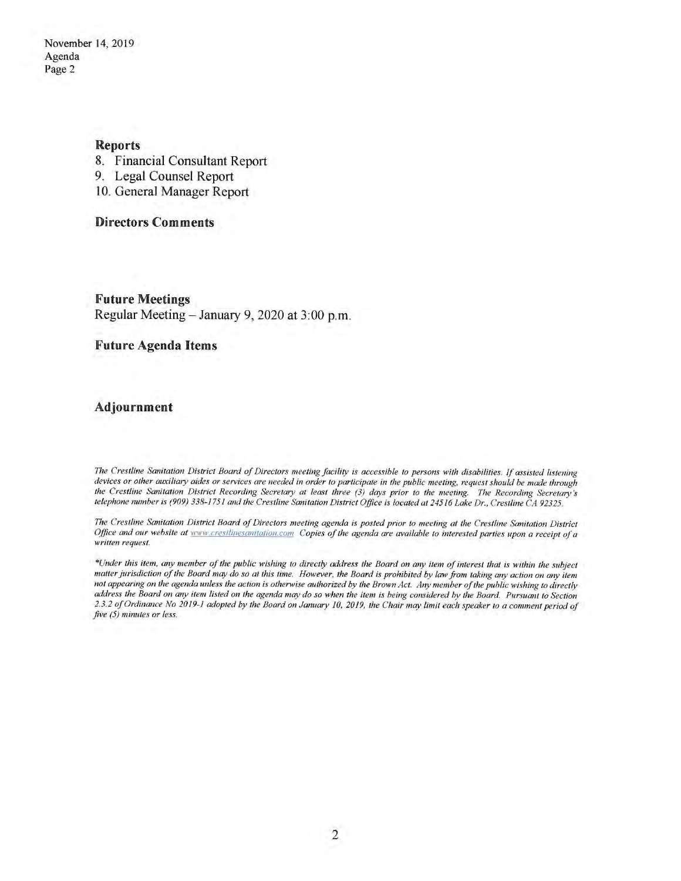## Reports

8. Financial Consultant Report
9. Legal Counsel Report
10. General Manager Report

## Directors Comments

## Future Meetings

Regular Meeting – January 9, 2020 at 3:00 p.m.

## Future Agenda Items

## Adjournment

*The Crestline Sanitation District Board of Directors meeting facility is accessible to persons with disabilities. If assisted listening devices or other auxiliary aides or services are needed in order to participate in the public meeting, request should be made through the Crestline Sanitation District Recording Secretary at least three (3) days prior to the meeting. The Recording Secretary's telephone number is (909) 338-1751 and the Crestline Sanitation District Office is located at 24516 Lake Dr., Crestline CA 92325.*

*The Crestline Sanitation District Board of Directors meeting agenda is posted prior to meeting at the Crestline Sanitation District Office and our website at www.crestlinesanitation.com Copies of the agenda are available to interested parties upon a receipt of a written request.*

*\*Under this item, any member of the public wishing to directly address the Board on any item of interest that is within the subject matter jurisdiction of the Board may do so at this time. However, the Board is prohibited by law from taking any action on any item not appearing on the agenda unless the action is otherwise authorized by the Brown Act. Any member of the public wishing to directly address the Board on any item listed on the agenda may do so when the item is being considered by the Board. Pursuant to Section 2.3.2 of Ordinance No 2019-1 adopted by the Board on January 10, 2019, the Chair may limit each speaker to a comment period of five (5) minutes or less.*